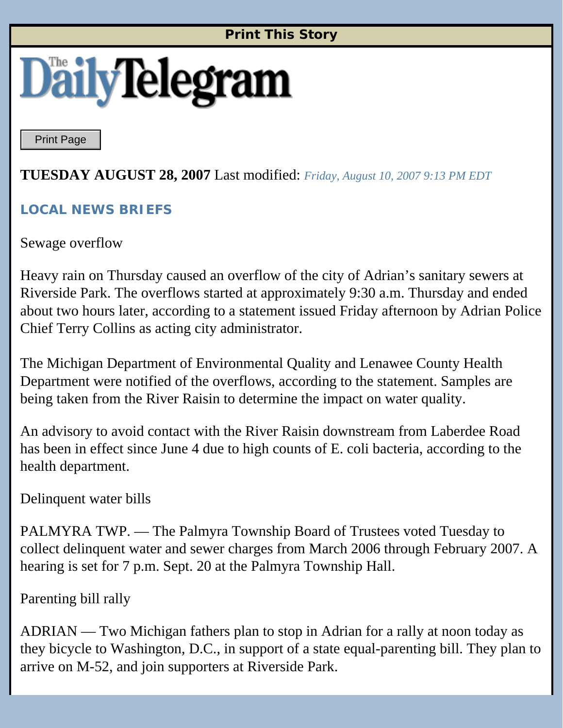Print This Story

# The Daily Telegram

Print Page

**TUESDAY AUGUST 28, 2007** Last modified: *Friday, August 10, 2007 9:13 PM EDT*

## LOCAL NEWS BRIEFS

Sewage overflow

Heavy rain on Thursday caused an overflow of the city of Adrian's sanitary sewers at Riverside Park. The overflows started at approximately 9:30 a.m. Thursday and ended about two hours later, according to a statement issued Friday afternoon by Adrian Police Chief Terry Collins as acting city administrator.

The Michigan Department of Environmental Quality and Lenawee County Health Department were notified of the overflows, according to the statement. Samples are being taken from the River Raisin to determine the impact on water quality.

An advisory to avoid contact with the River Raisin downstream from Laberdee Road has been in effect since June 4 due to high counts of E. coli bacteria, according to the health department.

Delinquent water bills

PALMYRA TWP. — The Palmyra Township Board of Trustees voted Tuesday to collect delinquent water and sewer charges from March 2006 through February 2007. A hearing is set for 7 p.m. Sept. 20 at the Palmyra Township Hall.

Parenting bill rally

ADRIAN — Two Michigan fathers plan to stop in Adrian for a rally at noon today as they bicycle to Washington, D.C., in support of a state equal-parenting bill. They plan to arrive on M-52, and join supporters at Riverside Park.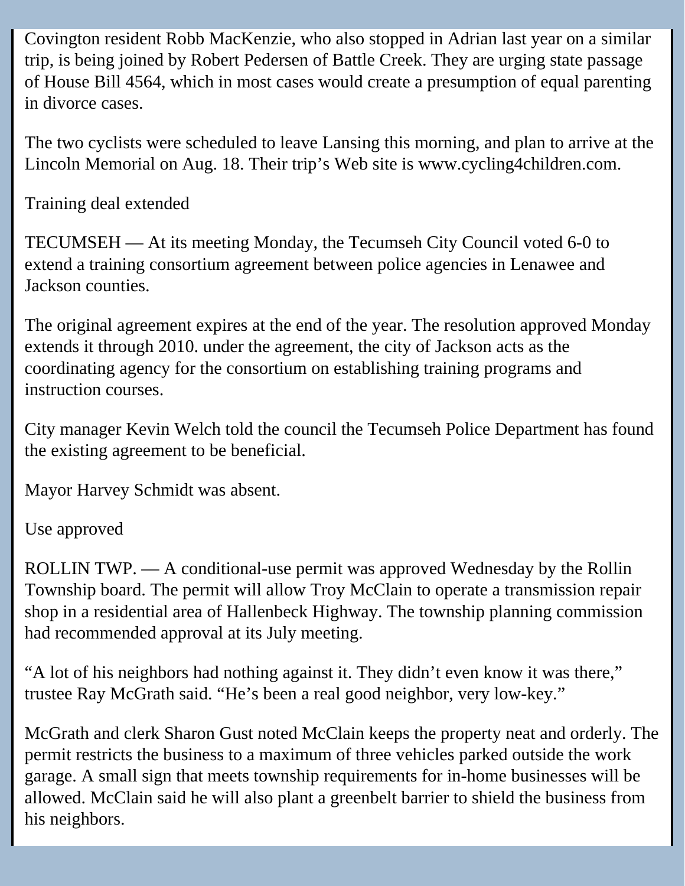Covington resident Robb MacKenzie, who also stopped in Adrian last year on a similar trip, is being joined by Robert Pedersen of Battle Creek. They are urging state passage of House Bill 4564, which in most cases would create a presumption of equal parenting in divorce cases.

The two cyclists were scheduled to leave Lansing this morning, and plan to arrive at the Lincoln Memorial on Aug. 18. Their trip's Web site is www.cycling4children.com.

## Training deal extended

TECUMSEH — At its meeting Monday, the Tecumseh City Council voted 6-0 to extend a training consortium agreement between police agencies in Lenawee and Jackson counties.

The original agreement expires at the end of the year. The resolution approved Monday extends it through 2010. under the agreement, the city of Jackson acts as the coordinating agency for the consortium on establishing training programs and instruction courses.

City manager Kevin Welch told the council the Tecumseh Police Department has found the existing agreement to be beneficial.

Mayor Harvey Schmidt was absent.

## Use approved

ROLLIN TWP. — A conditional-use permit was approved Wednesday by the Rollin Township board. The permit will allow Troy McClain to operate a transmission repair shop in a residential area of Hallenbeck Highway. The township planning commission had recommended approval at its July meeting.

"A lot of his neighbors had nothing against it. They didn't even know it was there," trustee Ray McGrath said. "He's been a real good neighbor, very low-key."

McGrath and clerk Sharon Gust noted McClain keeps the property neat and orderly. The permit restricts the business to a maximum of three vehicles parked outside the work garage. A small sign that meets township requirements for in-home businesses will be allowed. McClain said he will also plant a greenbelt barrier to shield the business from his neighbors.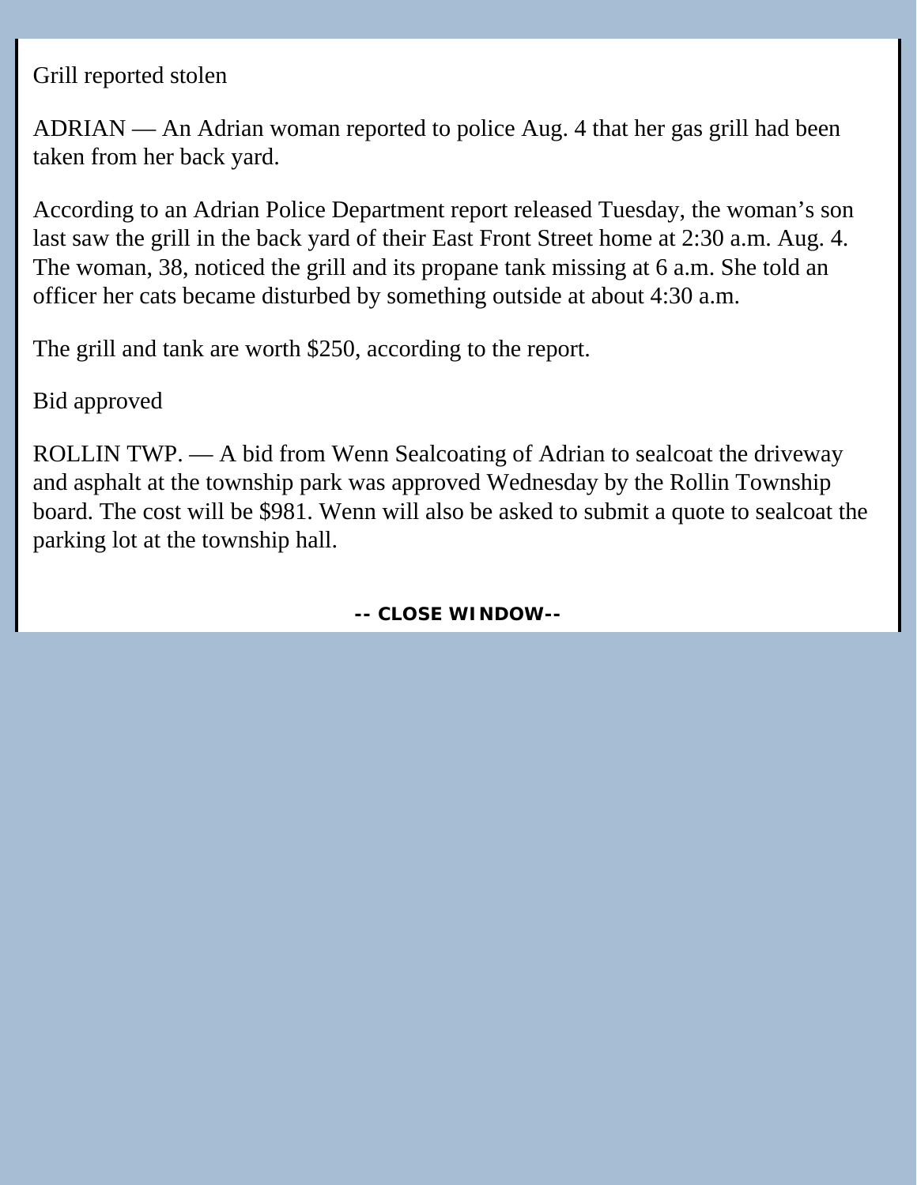Grill reported stolen

ADRIAN — An Adrian woman reported to police Aug. 4 that her gas grill had been taken from her back yard.

According to an Adrian Police Department report released Tuesday, the woman’s son last saw the grill in the back yard of their East Front Street home at 2:30 a.m. Aug. 4. The woman, 38, noticed the grill and its propane tank missing at 6 a.m. She told an officer her cats became disturbed by something outside at about 4:30 a.m.

The grill and tank are worth $250, according to the report.

Bid approved

ROLLIN TWP. — A bid from Wenn Sealcoating of Adrian to sealcoat the driveway and asphalt at the township park was approved Wednesday by the Rollin Township board. The cost will be $981. Wenn will also be asked to submit a quote to sealcoat the parking lot at the township hall.

**-- CLOSE WINDOW--**